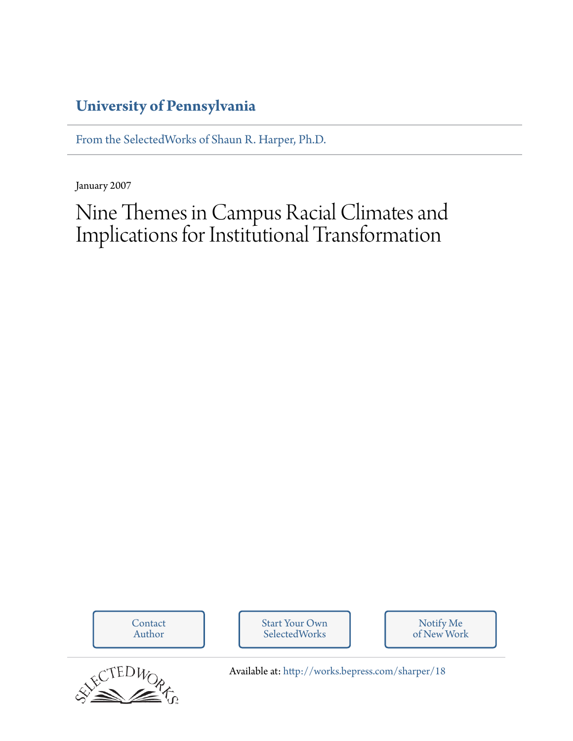**University of Pennsylvania**

From the SelectedWorks of Shaun R. Harper, Ph.D.

January 2007

# Nine Themes in Campus Racial Climates and Implications for Institutional Transformation

Contact Author

Start Your Own SelectedWorks

Notify Me of New Work

Available at: http://works.bepress.com/sharper/18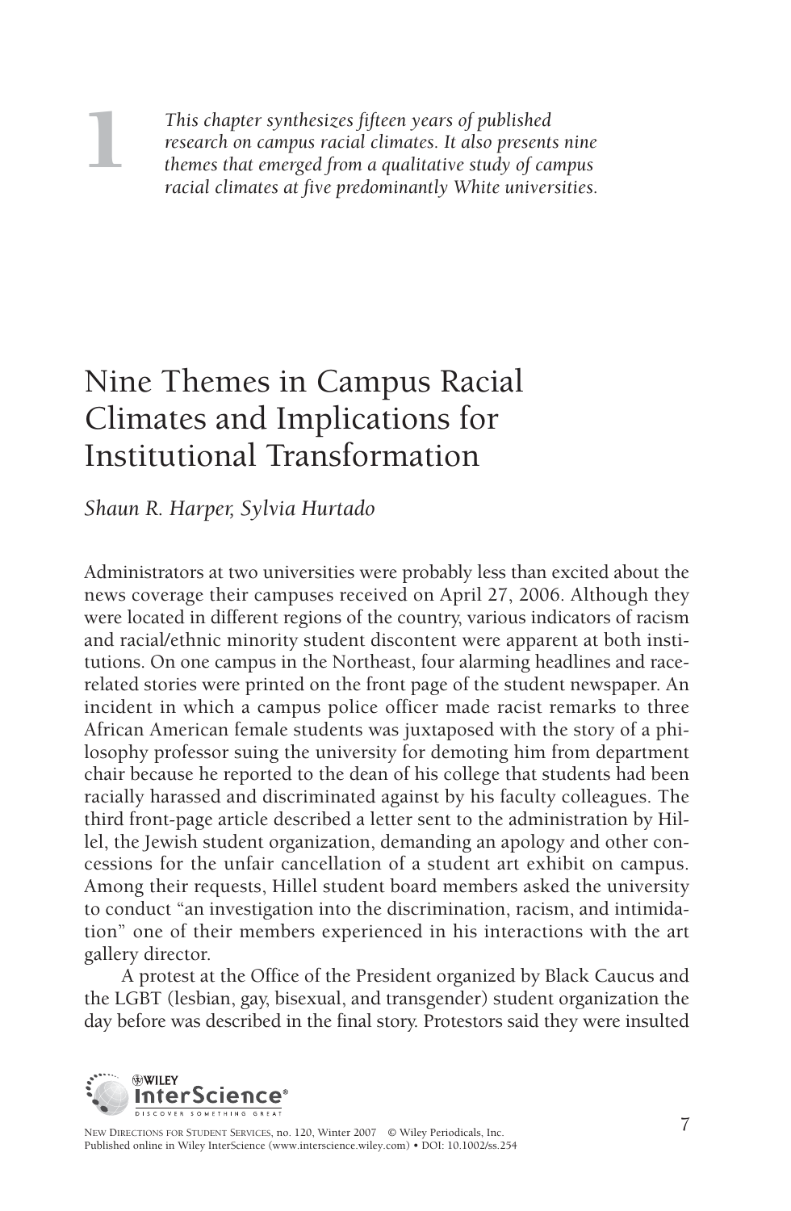1

*This chapter synthesizes fifteen years of published research on campus racial climates. It also presents nine themes that emerged from a qualitative study of campus racial climates at five predominantly White universities.*

# Nine Themes in Campus Racial Climates and Implications for Institutional Transformation

*Shaun R. Harper, Sylvia Hurtado*

Administrators at two universities were probably less than excited about the news coverage their campuses received on April 27, 2006. Although they were located in different regions of the country, various indicators of racism and racial/ethnic minority student discontent were apparent at both institutions. On one campus in the Northeast, four alarming headlines and race-related stories were printed on the front page of the student newspaper. An incident in which a campus police officer made racist remarks to three African American female students was juxtaposed with the story of a philosophy professor suing the university for demoting him from department chair because he reported to the dean of his college that students had been racially harassed and discriminated against by his faculty colleagues. The third front-page article described a letter sent to the administration by Hillel, the Jewish student organization, demanding an apology and other concessions for the unfair cancellation of a student art exhibit on campus. Among their requests, Hillel student board members asked the university to conduct "an investigation into the discrimination, racism, and intimidation" one of their members experienced in his interactions with the art gallery director.

A protest at the Office of the President organized by Black Caucus and the LGBT (lesbian, gay, bisexual, and transgender) student organization the day before was described in the final story. Protestors said they were insulted

NEW DIRECTIONS FOR STUDENT SERVICES, no. 120, Winter 2007 © Wiley Periodicals, Inc.
Published online in Wiley InterScience (www.interscience.wiley.com) • DOI: 10.1002/ss.254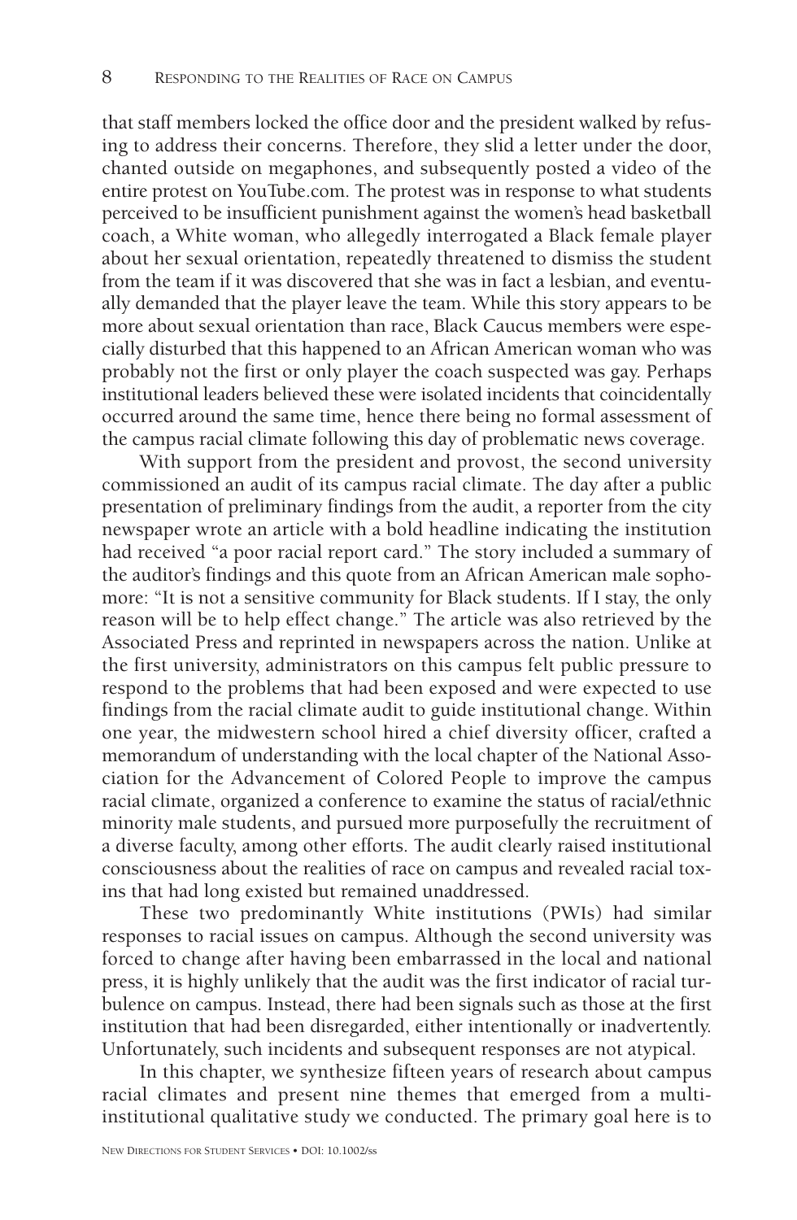that staff members locked the office door and the president walked by refusing to address their concerns. Therefore, they slid a letter under the door, chanted outside on megaphones, and subsequently posted a video of the entire protest on YouTube.com. The protest was in response to what students perceived to be insufficient punishment against the women's head basketball coach, a White woman, who allegedly interrogated a Black female player about her sexual orientation, repeatedly threatened to dismiss the student from the team if it was discovered that she was in fact a lesbian, and eventually demanded that the player leave the team. While this story appears to be more about sexual orientation than race, Black Caucus members were especially disturbed that this happened to an African American woman who was probably not the first or only player the coach suspected was gay. Perhaps institutional leaders believed these were isolated incidents that coincidentally occurred around the same time, hence there being no formal assessment of the campus racial climate following this day of problematic news coverage.

With support from the president and provost, the second university commissioned an audit of its campus racial climate. The day after a public presentation of preliminary findings from the audit, a reporter from the city newspaper wrote an article with a bold headline indicating the institution had received "a poor racial report card." The story included a summary of the auditor's findings and this quote from an African American male sophomore: "It is not a sensitive community for Black students. If I stay, the only reason will be to help effect change." The article was also retrieved by the Associated Press and reprinted in newspapers across the nation. Unlike at the first university, administrators on this campus felt public pressure to respond to the problems that had been exposed and were expected to use findings from the racial climate audit to guide institutional change. Within one year, the midwestern school hired a chief diversity officer, crafted a memorandum of understanding with the local chapter of the National Association for the Advancement of Colored People to improve the campus racial climate, organized a conference to examine the status of racial/ethnic minority male students, and pursued more purposefully the recruitment of a diverse faculty, among other efforts. The audit clearly raised institutional consciousness about the realities of race on campus and revealed racial toxins that had long existed but remained unaddressed.

These two predominantly White institutions (PWIs) had similar responses to racial issues on campus. Although the second university was forced to change after having been embarrassed in the local and national press, it is highly unlikely that the audit was the first indicator of racial turbulence on campus. Instead, there had been signals such as those at the first institution that had been disregarded, either intentionally or inadvertently. Unfortunately, such incidents and subsequent responses are not atypical.

In this chapter, we synthesize fifteen years of research about campus racial climates and present nine themes that emerged from a multi-institutional qualitative study we conducted. The primary goal here is to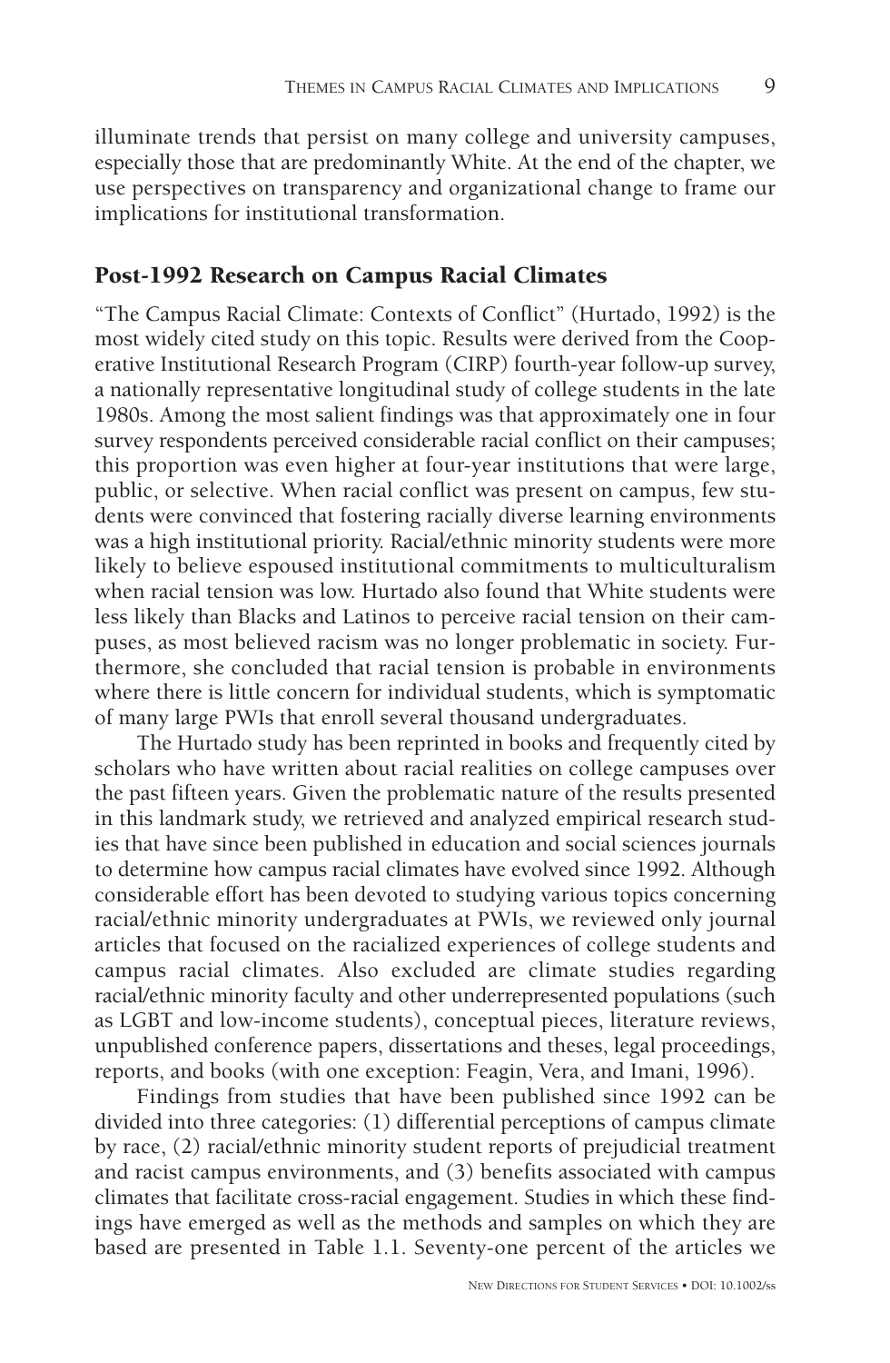illuminate trends that persist on many college and university campuses, especially those that are predominantly White. At the end of the chapter, we use perspectives on transparency and organizational change to frame our implications for institutional transformation.

## Post-1992 Research on Campus Racial Climates

"The Campus Racial Climate: Contexts of Conflict" (Hurtado, 1992) is the most widely cited study on this topic. Results were derived from the Cooperative Institutional Research Program (CIRP) fourth-year follow-up survey, a nationally representative longitudinal study of college students in the late 1980s. Among the most salient findings was that approximately one in four survey respondents perceived considerable racial conflict on their campuses; this proportion was even higher at four-year institutions that were large, public, or selective. When racial conflict was present on campus, few students were convinced that fostering racially diverse learning environments was a high institutional priority. Racial/ethnic minority students were more likely to believe espoused institutional commitments to multiculturalism when racial tension was low. Hurtado also found that White students were less likely than Blacks and Latinos to perceive racial tension on their campuses, as most believed racism was no longer problematic in society. Furthermore, she concluded that racial tension is probable in environments where there is little concern for individual students, which is symptomatic of many large PWIs that enroll several thousand undergraduates.

The Hurtado study has been reprinted in books and frequently cited by scholars who have written about racial realities on college campuses over the past fifteen years. Given the problematic nature of the results presented in this landmark study, we retrieved and analyzed empirical research studies that have since been published in education and social sciences journals to determine how campus racial climates have evolved since 1992. Although considerable effort has been devoted to studying various topics concerning racial/ethnic minority undergraduates at PWIs, we reviewed only journal articles that focused on the racialized experiences of college students and campus racial climates. Also excluded are climate studies regarding racial/ethnic minority faculty and other underrepresented populations (such as LGBT and low-income students), conceptual pieces, literature reviews, unpublished conference papers, dissertations and theses, legal proceedings, reports, and books (with one exception: Feagin, Vera, and Imani, 1996).

Findings from studies that have been published since 1992 can be divided into three categories: (1) differential perceptions of campus climate by race, (2) racial/ethnic minority student reports of prejudicial treatment and racist campus environments, and (3) benefits associated with campus climates that facilitate cross-racial engagement. Studies in which these findings have emerged as well as the methods and samples on which they are based are presented in Table 1.1. Seventy-one percent of the articles we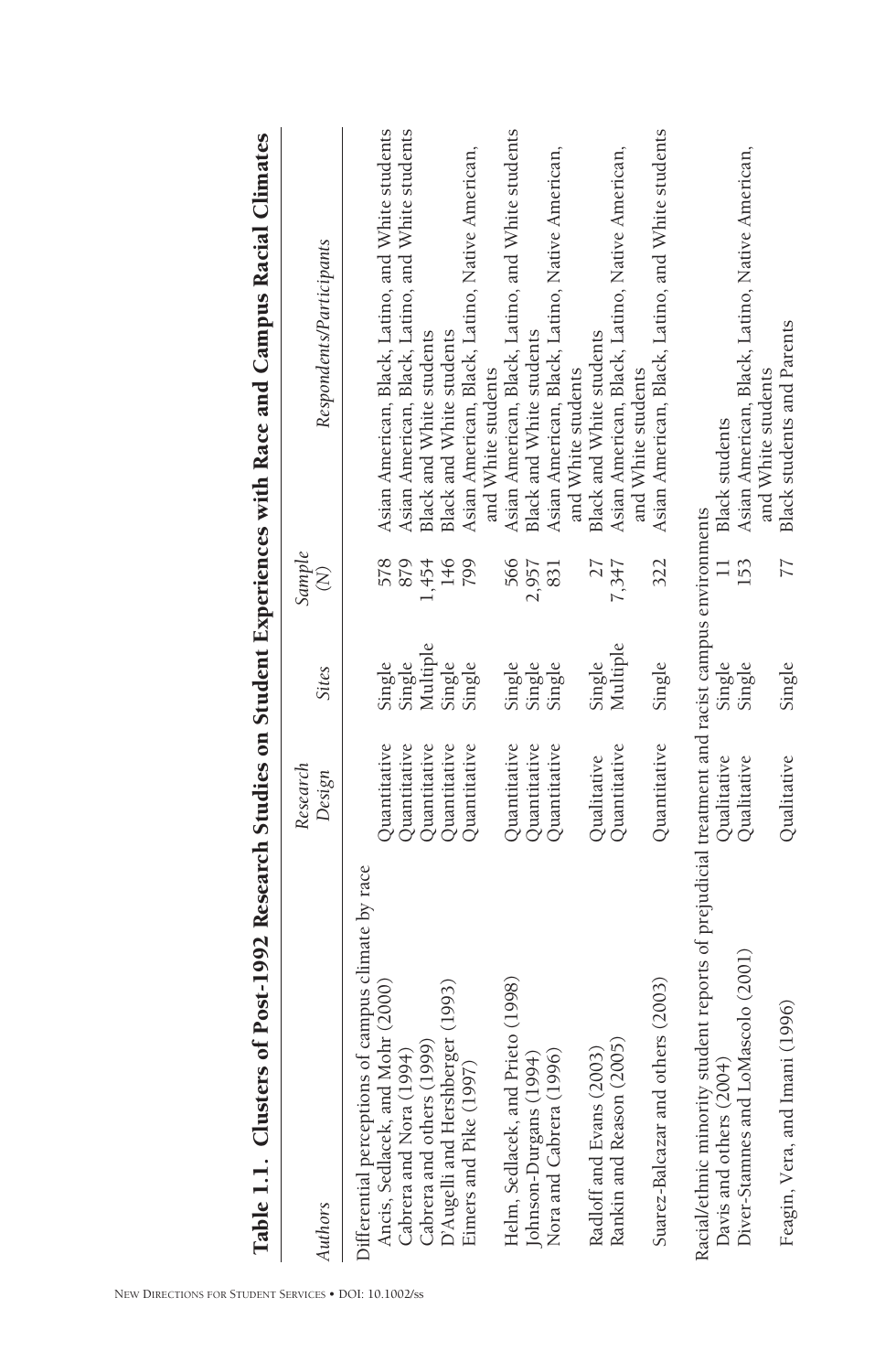**Table 1.1. Clusters of Post-1992 Research Studies on Student Experiences with Race and Campus Racial Climates**

| Authors | Research Design | Sites | Sample (N) | Respondents/Participants |
|---|---|---|---|---|
| Differential perceptions of campus climate by race | | | | |
| Ancis, Sedlacek, and Mohr (2000) | Quantitative | Single | 578 | Asian American, Black, Latino, and White students |
| Cabrera and Nora (1994) | Quantitative | Single | 879 | Asian American, Black, Latino, and White students |
| Cabrera and others (1999) | Quantitative | Multiple | 1,454 | Black and White students |
| D'Augelli and Hershberger (1993) | Quantitative | Single | 146 | Black and White students |
| Eimers and Pike (1997) | Quantitative | Single | 799 | Asian American, Black, Latino, Native American, and White students |
| Helm, Sedlacek, and Prieto (1998) | Quantitative | Single | 566 | Asian American, Black, Latino, and White students |
| Johnson-Durgans (1994) | Quantitative | Single | 2,957 | Black and White students |
| Nora and Cabrera (1996) | Quantitative | Single | 831 | Asian American, Black, Latino, Native American, and White students |
| Radloff and Evans (2003) | Qualitative | Single | 27 | Black and White students |
| Rankin and Reason (2005) | Quantitative | Multiple | 7,347 | Asian American, Black, Latino, Native American, and White students |
| Suarez-Balcazar and others (2003) | Quantitative | Single | 322 | Asian American, Black, Latino, and White students |
| Racial/ethnic minority student reports of prejudicial treatment and racist campus environments | | | | |
| Davis and others (2004) | Qualitative | Single | 11 | Black students |
| Diver-Stamnes and LoMascolo (2001) | Qualitative | Single | 153 | Asian American, Black, Latino, Native American, and White students |
| Feagin, Vera, and Imani (1996) | Qualitative | Single | 77 | Black students and Parents |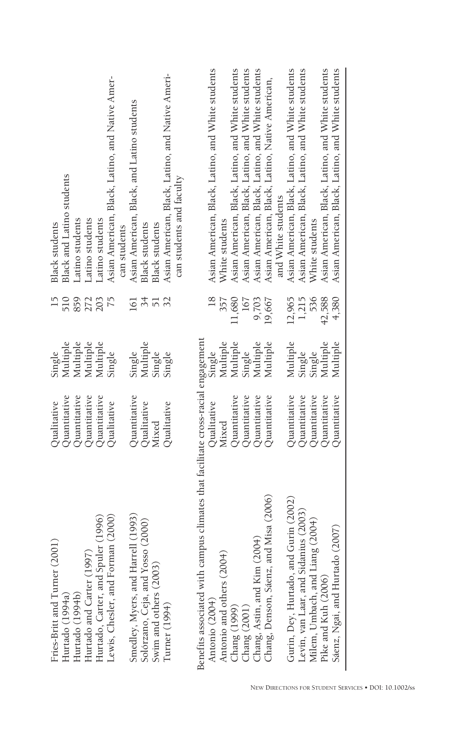| | | | | |
|---|---|---|---|---|
| Fries-Britt and Turner (2001) | Qualitative | Single | 15 | Black students |
| Hurtado (1994a) | Quantitative | Multiple | 510 | Black and Latino students |
| Hurtado (1994b) | Quantitative | Multiple | 859 | Latino students |
| Hurtado and Carter (1997) | Quantitative | Multiple | 272 | Latino students |
| Hurtado, Carter, and Spuler (1996) | Quantitative | Multiple | 203 | Latino students |
| Lewis, Chesler, and Forman (2000) | Qualitative | Single | 75 | Asian American, Black, Latino, and Native American students |
| Smedley, Myers, and Harrell (1993) | Quantitative | Single | 161 | Asian American, Black, and Latino students |
| Solórzano, Ceja, and Yosso (2000) | Qualitative | Multiple | 34 | Black students |
| Swim and others (2003) | Mixed | Single | 51 | Black students |
| Turner (1994) | Qualitative | Single | 32 | Asian American, Black, Latino, and Native American students and faculty |
| Benefits associated with campus climates that facilitate cross-racial engagement | | | | |
| Antonio (2004) | Qualitative | Single | 18 | Asian American, Black, Latino, and White students |
| Antonio and others (2004) | Mixed | Multiple | 357 | White students |
| Chang (1999) | Quantitative | Multiple | 11,680 | Asian American, Black, Latino, and White students |
| Chang (2001) | Quantitative | Single | 167 | Asian American, Black, Latino, and White students |
| Chang, Astin, and Kim (2004) | Quantitative | Multiple | 9,703 | Asian American, Black, Latino, and White students |
| Chang, Denson, Sáenz, and Misa (2006) | Quantitative | Multiple | 19,667 | Asian American, Black, Latino, Native American, and White students |
| Gurin, Dey, Hurtado, and Gurin (2002) | Quantitative | Multiple | 12,965 | Asian American, Black, Latino, and White students |
| Levin, van Laar, and Sidanius (2003) | Quantitative | Single | 1,215 | Asian American, Black, Latino, and White students |
| Milem, Umbach, and Liang (2004) | Quantitative | Single | 536 | White students |
| Pike and Kuh (2006) | Quantitative | Multiple | 42,588 | Asian American, Black, Latino, and White students |
| Sáenz, Ngai, and Hurtado (2007) | Quantitative | Multiple | 4,380 | Asian American, Black, Latino, and White students |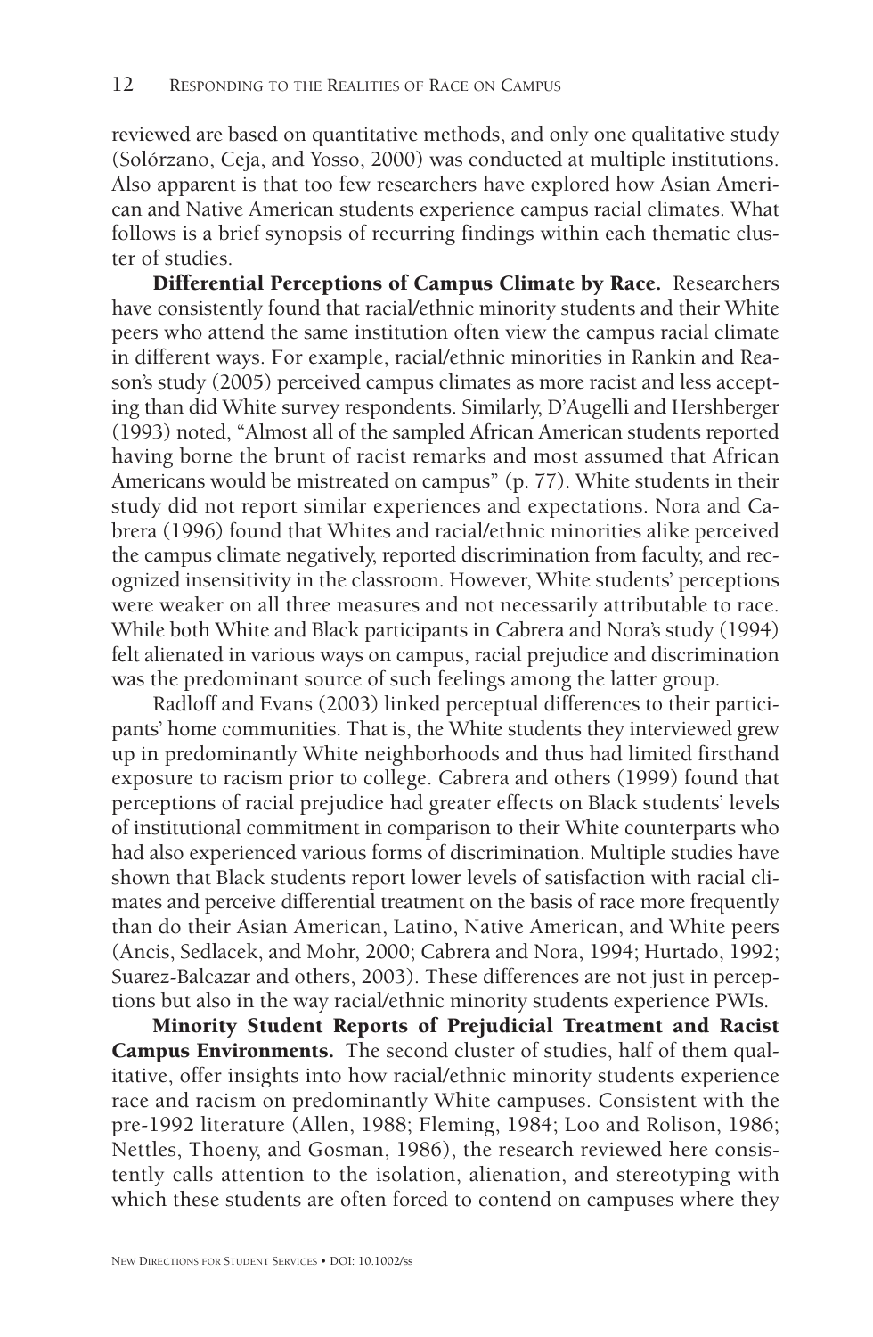reviewed are based on quantitative methods, and only one qualitative study (Solórzano, Ceja, and Yosso, 2000) was conducted at multiple institutions. Also apparent is that too few researchers have explored how Asian American and Native American students experience campus racial climates. What follows is a brief synopsis of recurring findings within each thematic cluster of studies.

**Differential Perceptions of Campus Climate by Race.** Researchers have consistently found that racial/ethnic minority students and their White peers who attend the same institution often view the campus racial climate in different ways. For example, racial/ethnic minorities in Rankin and Reason's study (2005) perceived campus climates as more racist and less accepting than did White survey respondents. Similarly, D'Augelli and Hershberger (1993) noted, "Almost all of the sampled African American students reported having borne the brunt of racist remarks and most assumed that African Americans would be mistreated on campus" (p. 77). White students in their study did not report similar experiences and expectations. Nora and Cabrera (1996) found that Whites and racial/ethnic minorities alike perceived the campus climate negatively, reported discrimination from faculty, and recognized insensitivity in the classroom. However, White students' perceptions were weaker on all three measures and not necessarily attributable to race. While both White and Black participants in Cabrera and Nora's study (1994) felt alienated in various ways on campus, racial prejudice and discrimination was the predominant source of such feelings among the latter group.

Radloff and Evans (2003) linked perceptual differences to their participants' home communities. That is, the White students they interviewed grew up in predominantly White neighborhoods and thus had limited firsthand exposure to racism prior to college. Cabrera and others (1999) found that perceptions of racial prejudice had greater effects on Black students' levels of institutional commitment in comparison to their White counterparts who had also experienced various forms of discrimination. Multiple studies have shown that Black students report lower levels of satisfaction with racial climates and perceive differential treatment on the basis of race more frequently than do their Asian American, Latino, Native American, and White peers (Ancis, Sedlacek, and Mohr, 2000; Cabrera and Nora, 1994; Hurtado, 1992; Suarez-Balcazar and others, 2003). These differences are not just in perceptions but also in the way racial/ethnic minority students experience PWIs.

**Minority Student Reports of Prejudicial Treatment and Racist Campus Environments.** The second cluster of studies, half of them qualitative, offer insights into how racial/ethnic minority students experience race and racism on predominantly White campuses. Consistent with the pre-1992 literature (Allen, 1988; Fleming, 1984; Loo and Rolison, 1986; Nettles, Thoeny, and Gosman, 1986), the research reviewed here consistently calls attention to the isolation, alienation, and stereotyping with which these students are often forced to contend on campuses where they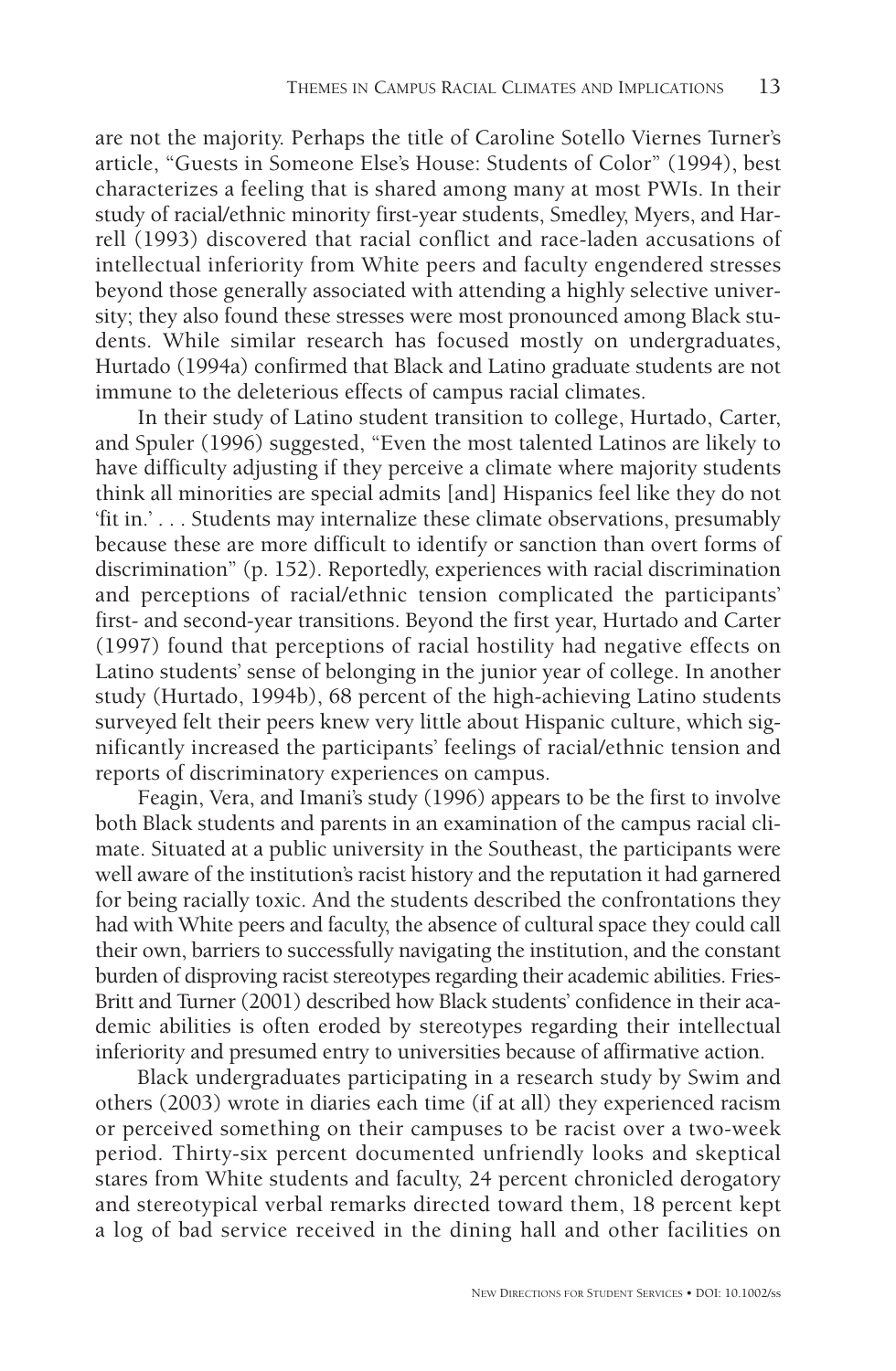are not the majority. Perhaps the title of Caroline Sotello Viernes Turner's article, "Guests in Someone Else's House: Students of Color" (1994), best characterizes a feeling that is shared among many at most PWIs. In their study of racial/ethnic minority first-year students, Smedley, Myers, and Harrell (1993) discovered that racial conflict and race-laden accusations of intellectual inferiority from White peers and faculty engendered stresses beyond those generally associated with attending a highly selective university; they also found these stresses were most pronounced among Black students. While similar research has focused mostly on undergraduates, Hurtado (1994a) confirmed that Black and Latino graduate students are not immune to the deleterious effects of campus racial climates.

In their study of Latino student transition to college, Hurtado, Carter, and Spuler (1996) suggested, "Even the most talented Latinos are likely to have difficulty adjusting if they perceive a climate where majority students think all minorities are special admits [and] Hispanics feel like they do not 'fit in.' . . . Students may internalize these climate observations, presumably because these are more difficult to identify or sanction than overt forms of discrimination" (p. 152). Reportedly, experiences with racial discrimination and perceptions of racial/ethnic tension complicated the participants' first- and second-year transitions. Beyond the first year, Hurtado and Carter (1997) found that perceptions of racial hostility had negative effects on Latino students' sense of belonging in the junior year of college. In another study (Hurtado, 1994b), 68 percent of the high-achieving Latino students surveyed felt their peers knew very little about Hispanic culture, which significantly increased the participants' feelings of racial/ethnic tension and reports of discriminatory experiences on campus.

Feagin, Vera, and Imani's study (1996) appears to be the first to involve both Black students and parents in an examination of the campus racial climate. Situated at a public university in the Southeast, the participants were well aware of the institution's racist history and the reputation it had garnered for being racially toxic. And the students described the confrontations they had with White peers and faculty, the absence of cultural space they could call their own, barriers to successfully navigating the institution, and the constant burden of disproving racist stereotypes regarding their academic abilities. Fries-Britt and Turner (2001) described how Black students' confidence in their academic abilities is often eroded by stereotypes regarding their intellectual inferiority and presumed entry to universities because of affirmative action.

Black undergraduates participating in a research study by Swim and others (2003) wrote in diaries each time (if at all) they experienced racism or perceived something on their campuses to be racist over a two-week period. Thirty-six percent documented unfriendly looks and skeptical stares from White students and faculty, 24 percent chronicled derogatory and stereotypical verbal remarks directed toward them, 18 percent kept a log of bad service received in the dining hall and other facilities on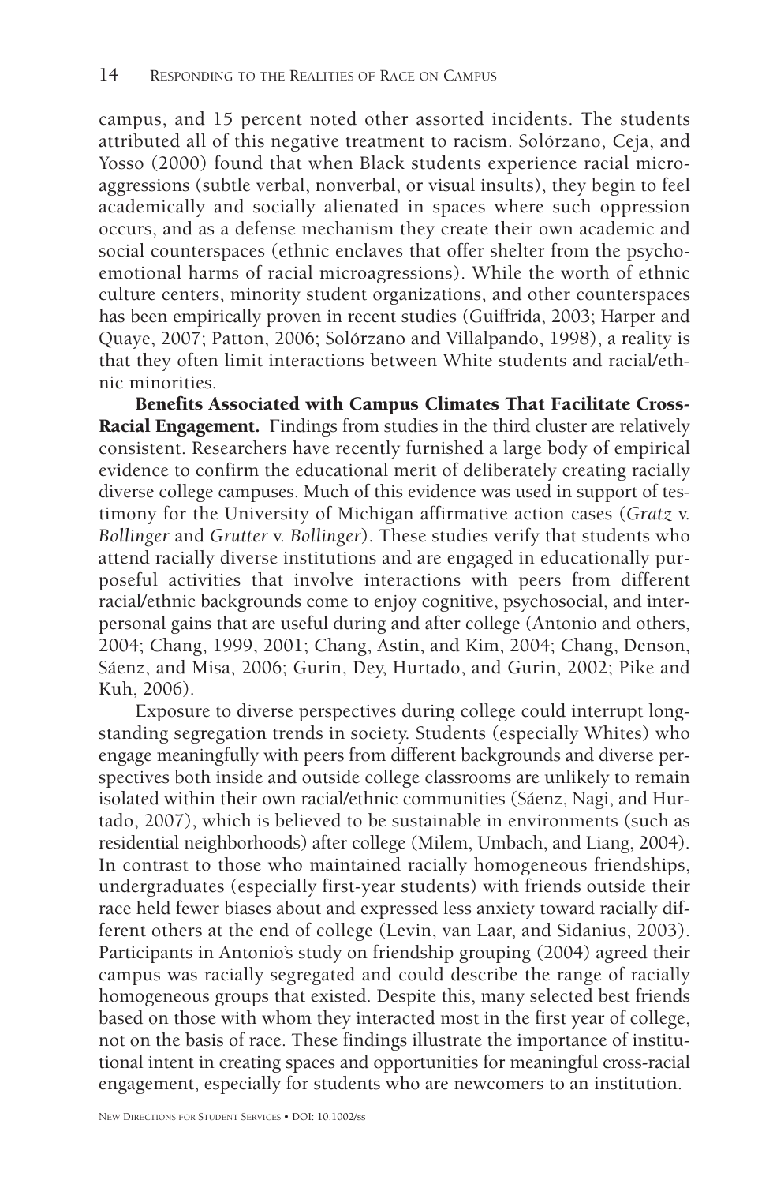campus, and 15 percent noted other assorted incidents. The students attributed all of this negative treatment to racism. Solórzano, Ceja, and Yosso (2000) found that when Black students experience racial microaggressions (subtle verbal, nonverbal, or visual insults), they begin to feel academically and socially alienated in spaces where such oppression occurs, and as a defense mechanism they create their own academic and social counterspaces (ethnic enclaves that offer shelter from the psychoemotional harms of racial microagressions). While the worth of ethnic culture centers, minority student organizations, and other counterspaces has been empirically proven in recent studies (Guiffrida, 2003; Harper and Quaye, 2007; Patton, 2006; Solórzano and Villalpando, 1998), a reality is that they often limit interactions between White students and racial/ethnic minorities.

**Benefits Associated with Campus Climates That Facilitate Cross-Racial Engagement.** Findings from studies in the third cluster are relatively consistent. Researchers have recently furnished a large body of empirical evidence to confirm the educational merit of deliberately creating racially diverse college campuses. Much of this evidence was used in support of testimony for the University of Michigan affirmative action cases (*Gratz* v. *Bollinger* and *Grutter* v. *Bollinger*). These studies verify that students who attend racially diverse institutions and are engaged in educationally purposeful activities that involve interactions with peers from different racial/ethnic backgrounds come to enjoy cognitive, psychosocial, and interpersonal gains that are useful during and after college (Antonio and others, 2004; Chang, 1999, 2001; Chang, Astin, and Kim, 2004; Chang, Denson, Sáenz, and Misa, 2006; Gurin, Dey, Hurtado, and Gurin, 2002; Pike and Kuh, 2006).

Exposure to diverse perspectives during college could interrupt longstanding segregation trends in society. Students (especially Whites) who engage meaningfully with peers from different backgrounds and diverse perspectives both inside and outside college classrooms are unlikely to remain isolated within their own racial/ethnic communities (Sáenz, Nagi, and Hurtado, 2007), which is believed to be sustainable in environments (such as residential neighborhoods) after college (Milem, Umbach, and Liang, 2004). In contrast to those who maintained racially homogeneous friendships, undergraduates (especially first-year students) with friends outside their race held fewer biases about and expressed less anxiety toward racially different others at the end of college (Levin, van Laar, and Sidanius, 2003). Participants in Antonio's study on friendship grouping (2004) agreed their campus was racially segregated and could describe the range of racially homogeneous groups that existed. Despite this, many selected best friends based on those with whom they interacted most in the first year of college, not on the basis of race. These findings illustrate the importance of institutional intent in creating spaces and opportunities for meaningful cross-racial engagement, especially for students who are newcomers to an institution.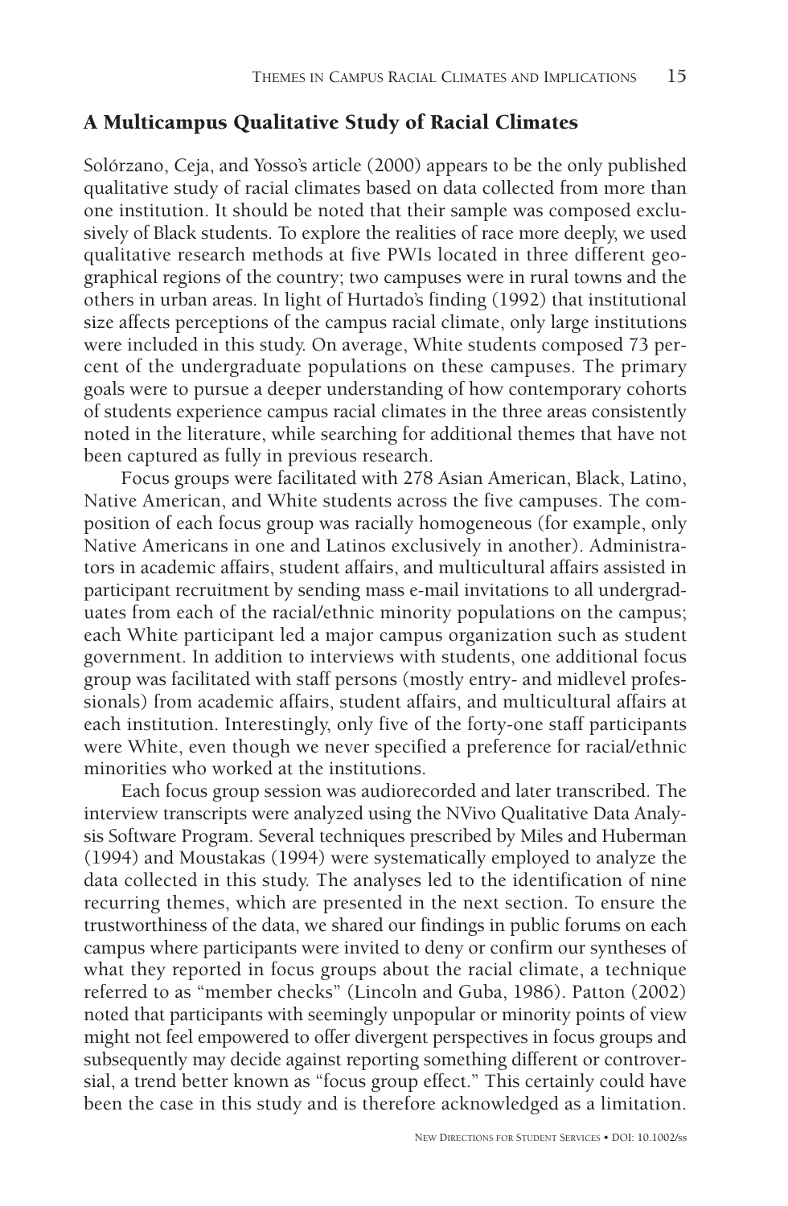## A Multicampus Qualitative Study of Racial Climates

Solórzano, Ceja, and Yosso's article (2000) appears to be the only published qualitative study of racial climates based on data collected from more than one institution. It should be noted that their sample was composed exclusively of Black students. To explore the realities of race more deeply, we used qualitative research methods at five PWIs located in three different geographical regions of the country; two campuses were in rural towns and the others in urban areas. In light of Hurtado's finding (1992) that institutional size affects perceptions of the campus racial climate, only large institutions were included in this study. On average, White students composed 73 percent of the undergraduate populations on these campuses. The primary goals were to pursue a deeper understanding of how contemporary cohorts of students experience campus racial climates in the three areas consistently noted in the literature, while searching for additional themes that have not been captured as fully in previous research.

Focus groups were facilitated with 278 Asian American, Black, Latino, Native American, and White students across the five campuses. The composition of each focus group was racially homogeneous (for example, only Native Americans in one and Latinos exclusively in another). Administrators in academic affairs, student affairs, and multicultural affairs assisted in participant recruitment by sending mass e-mail invitations to all undergraduates from each of the racial/ethnic minority populations on the campus; each White participant led a major campus organization such as student government. In addition to interviews with students, one additional focus group was facilitated with staff persons (mostly entry- and midlevel professionals) from academic affairs, student affairs, and multicultural affairs at each institution. Interestingly, only five of the forty-one staff participants were White, even though we never specified a preference for racial/ethnic minorities who worked at the institutions.

Each focus group session was audiorecorded and later transcribed. The interview transcripts were analyzed using the NVivo Qualitative Data Analysis Software Program. Several techniques prescribed by Miles and Huberman (1994) and Moustakas (1994) were systematically employed to analyze the data collected in this study. The analyses led to the identification of nine recurring themes, which are presented in the next section. To ensure the trustworthiness of the data, we shared our findings in public forums on each campus where participants were invited to deny or confirm our syntheses of what they reported in focus groups about the racial climate, a technique referred to as "member checks" (Lincoln and Guba, 1986). Patton (2002) noted that participants with seemingly unpopular or minority points of view might not feel empowered to offer divergent perspectives in focus groups and subsequently may decide against reporting something different or controversial, a trend better known as "focus group effect." This certainly could have been the case in this study and is therefore acknowledged as a limitation.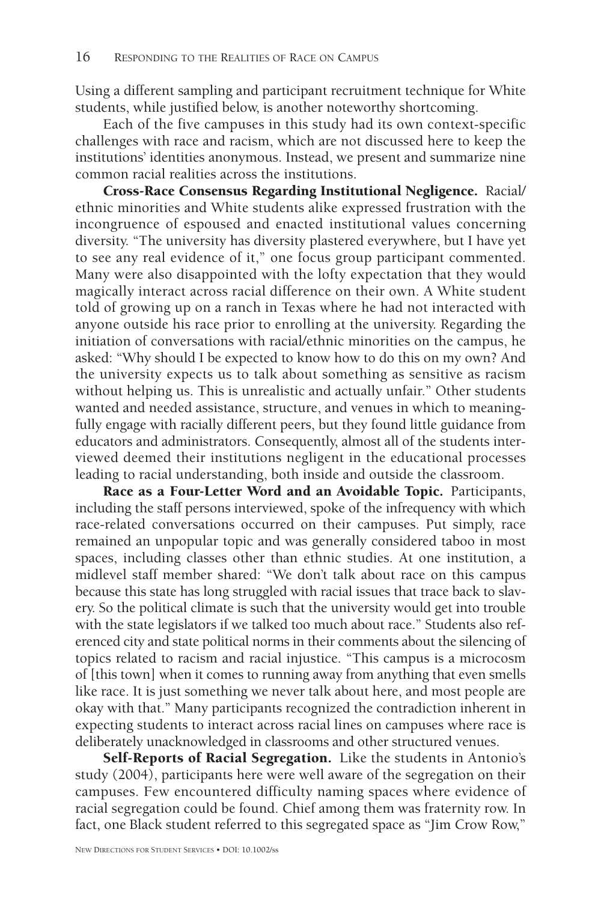Using a different sampling and participant recruitment technique for White students, while justified below, is another noteworthy shortcoming.

Each of the five campuses in this study had its own context-specific challenges with race and racism, which are not discussed here to keep the institutions' identities anonymous. Instead, we present and summarize nine common racial realities across the institutions.

**Cross-Race Consensus Regarding Institutional Negligence.** Racial/ethnic minorities and White students alike expressed frustration with the incongruence of espoused and enacted institutional values concerning diversity. "The university has diversity plastered everywhere, but I have yet to see any real evidence of it," one focus group participant commented. Many were also disappointed with the lofty expectation that they would magically interact across racial difference on their own. A White student told of growing up on a ranch in Texas where he had not interacted with anyone outside his race prior to enrolling at the university. Regarding the initiation of conversations with racial/ethnic minorities on the campus, he asked: "Why should I be expected to know how to do this on my own? And the university expects us to talk about something as sensitive as racism without helping us. This is unrealistic and actually unfair." Other students wanted and needed assistance, structure, and venues in which to meaningfully engage with racially different peers, but they found little guidance from educators and administrators. Consequently, almost all of the students interviewed deemed their institutions negligent in the educational processes leading to racial understanding, both inside and outside the classroom.

**Race as a Four-Letter Word and an Avoidable Topic.** Participants, including the staff persons interviewed, spoke of the infrequency with which race-related conversations occurred on their campuses. Put simply, race remained an unpopular topic and was generally considered taboo in most spaces, including classes other than ethnic studies. At one institution, a midlevel staff member shared: "We don't talk about race on this campus because this state has long struggled with racial issues that trace back to slavery. So the political climate is such that the university would get into trouble with the state legislators if we talked too much about race." Students also referenced city and state political norms in their comments about the silencing of topics related to racism and racial injustice. "This campus is a microcosm of [this town] when it comes to running away from anything that even smells like race. It is just something we never talk about here, and most people are okay with that." Many participants recognized the contradiction inherent in expecting students to interact across racial lines on campuses where race is deliberately unacknowledged in classrooms and other structured venues.

**Self-Reports of Racial Segregation.** Like the students in Antonio's study (2004), participants here were well aware of the segregation on their campuses. Few encountered difficulty naming spaces where evidence of racial segregation could be found. Chief among them was fraternity row. In fact, one Black student referred to this segregated space as "Jim Crow Row,"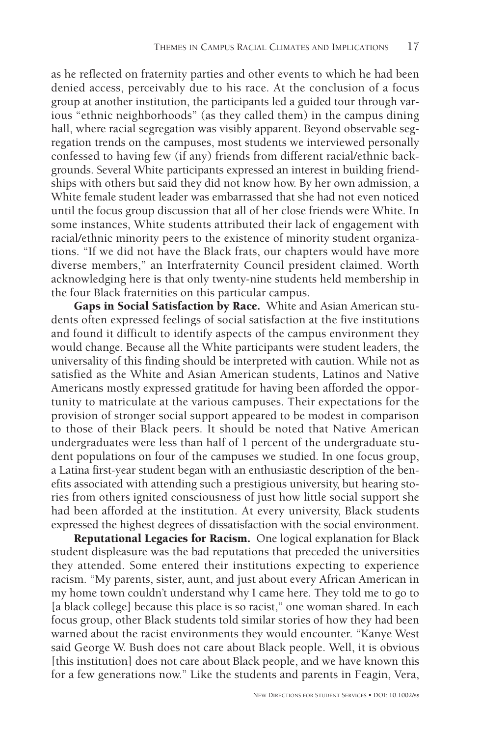as he reflected on fraternity parties and other events to which he had been denied access, perceivably due to his race. At the conclusion of a focus group at another institution, the participants led a guided tour through various "ethnic neighborhoods" (as they called them) in the campus dining hall, where racial segregation was visibly apparent. Beyond observable segregation trends on the campuses, most students we interviewed personally confessed to having few (if any) friends from different racial/ethnic backgrounds. Several White participants expressed an interest in building friendships with others but said they did not know how. By her own admission, a White female student leader was embarrassed that she had not even noticed until the focus group discussion that all of her close friends were White. In some instances, White students attributed their lack of engagement with racial/ethnic minority peers to the existence of minority student organizations. "If we did not have the Black frats, our chapters would have more diverse members," an Interfraternity Council president claimed. Worth acknowledging here is that only twenty-nine students held membership in the four Black fraternities on this particular campus.

**Gaps in Social Satisfaction by Race.** White and Asian American students often expressed feelings of social satisfaction at the five institutions and found it difficult to identify aspects of the campus environment they would change. Because all the White participants were student leaders, the universality of this finding should be interpreted with caution. While not as satisfied as the White and Asian American students, Latinos and Native Americans mostly expressed gratitude for having been afforded the opportunity to matriculate at the various campuses. Their expectations for the provision of stronger social support appeared to be modest in comparison to those of their Black peers. It should be noted that Native American undergraduates were less than half of 1 percent of the undergraduate student populations on four of the campuses we studied. In one focus group, a Latina first-year student began with an enthusiastic description of the benefits associated with attending such a prestigious university, but hearing stories from others ignited consciousness of just how little social support she had been afforded at the institution. At every university, Black students expressed the highest degrees of dissatisfaction with the social environment.

**Reputational Legacies for Racism.** One logical explanation for Black student displeasure was the bad reputations that preceded the universities they attended. Some entered their institutions expecting to experience racism. "My parents, sister, aunt, and just about every African American in my home town couldn't understand why I came here. They told me to go to [a black college] because this place is so racist," one woman shared. In each focus group, other Black students told similar stories of how they had been warned about the racist environments they would encounter. "Kanye West said George W. Bush does not care about Black people. Well, it is obvious [this institution] does not care about Black people, and we have known this for a few generations now." Like the students and parents in Feagin, Vera,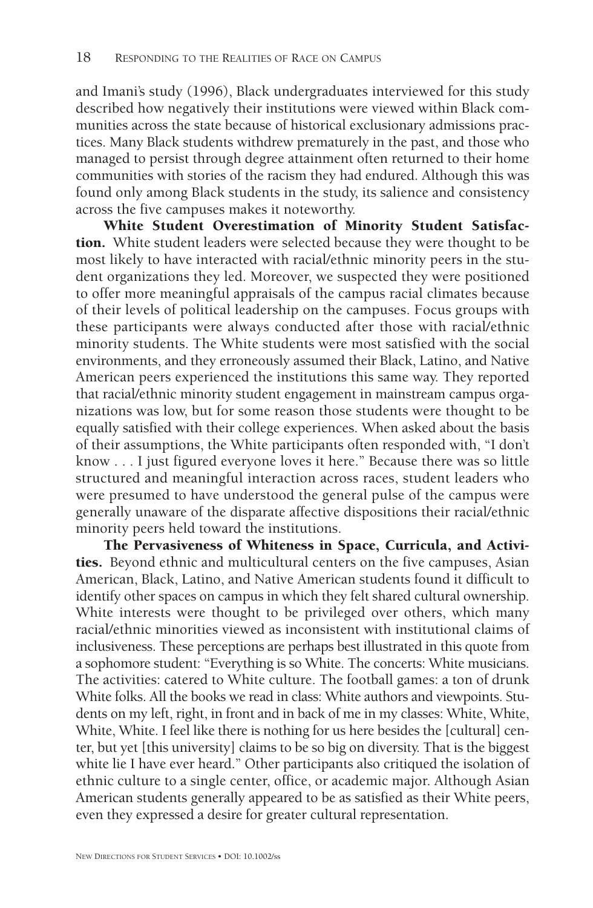and Imani's study (1996), Black undergraduates interviewed for this study described how negatively their institutions were viewed within Black communities across the state because of historical exclusionary admissions practices. Many Black students withdrew prematurely in the past, and those who managed to persist through degree attainment often returned to their home communities with stories of the racism they had endured. Although this was found only among Black students in the study, its salience and consistency across the five campuses makes it noteworthy.

**White Student Overestimation of Minority Student Satisfaction.** White student leaders were selected because they were thought to be most likely to have interacted with racial/ethnic minority peers in the student organizations they led. Moreover, we suspected they were positioned to offer more meaningful appraisals of the campus racial climates because of their levels of political leadership on the campuses. Focus groups with these participants were always conducted after those with racial/ethnic minority students. The White students were most satisfied with the social environments, and they erroneously assumed their Black, Latino, and Native American peers experienced the institutions this same way. They reported that racial/ethnic minority student engagement in mainstream campus organizations was low, but for some reason those students were thought to be equally satisfied with their college experiences. When asked about the basis of their assumptions, the White participants often responded with, "I don't know . . . I just figured everyone loves it here." Because there was so little structured and meaningful interaction across races, student leaders who were presumed to have understood the general pulse of the campus were generally unaware of the disparate affective dispositions their racial/ethnic minority peers held toward the institutions.

**The Pervasiveness of Whiteness in Space, Curricula, and Activities.** Beyond ethnic and multicultural centers on the five campuses, Asian American, Black, Latino, and Native American students found it difficult to identify other spaces on campus in which they felt shared cultural ownership. White interests were thought to be privileged over others, which many racial/ethnic minorities viewed as inconsistent with institutional claims of inclusiveness. These perceptions are perhaps best illustrated in this quote from a sophomore student: "Everything is so White. The concerts: White musicians. The activities: catered to White culture. The football games: a ton of drunk White folks. All the books we read in class: White authors and viewpoints. Students on my left, right, in front and in back of me in my classes: White, White, White, White. I feel like there is nothing for us here besides the [cultural] center, but yet [this university] claims to be so big on diversity. That is the biggest white lie I have ever heard." Other participants also critiqued the isolation of ethnic culture to a single center, office, or academic major. Although Asian American students generally appeared to be as satisfied as their White peers, even they expressed a desire for greater cultural representation.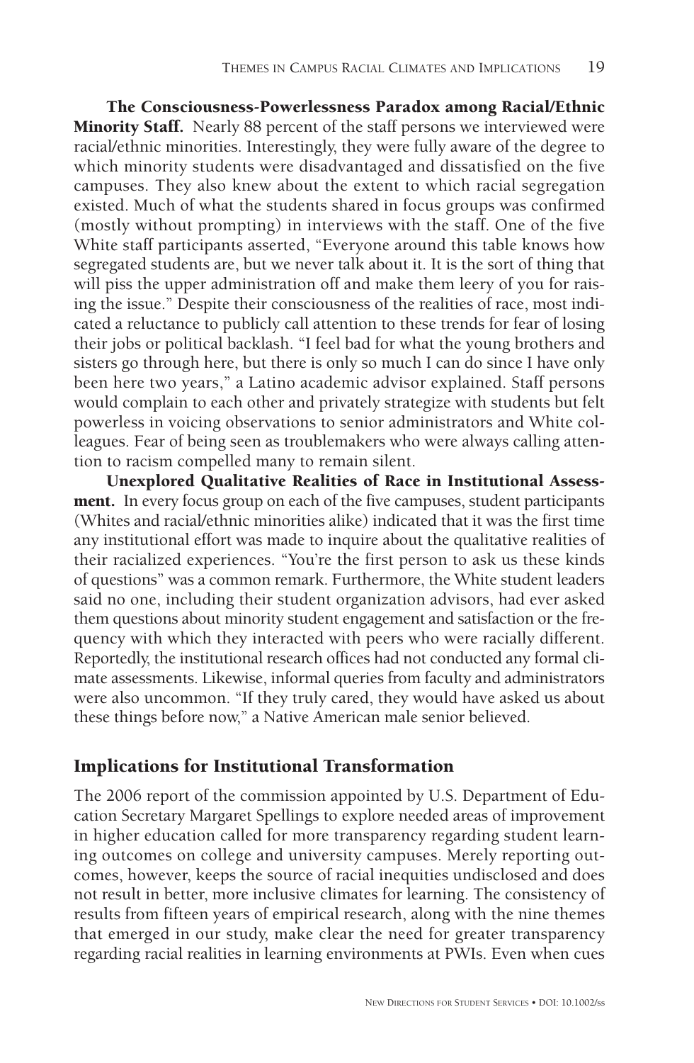**The Consciousness-Powerlessness Paradox among Racial/Ethnic Minority Staff.** Nearly 88 percent of the staff persons we interviewed were racial/ethnic minorities. Interestingly, they were fully aware of the degree to which minority students were disadvantaged and dissatisfied on the five campuses. They also knew about the extent to which racial segregation existed. Much of what the students shared in focus groups was confirmed (mostly without prompting) in interviews with the staff. One of the five White staff participants asserted, "Everyone around this table knows how segregated students are, but we never talk about it. It is the sort of thing that will piss the upper administration off and make them leery of you for raising the issue." Despite their consciousness of the realities of race, most indicated a reluctance to publicly call attention to these trends for fear of losing their jobs or political backlash. "I feel bad for what the young brothers and sisters go through here, but there is only so much I can do since I have only been here two years," a Latino academic advisor explained. Staff persons would complain to each other and privately strategize with students but felt powerless in voicing observations to senior administrators and White colleagues. Fear of being seen as troublemakers who were always calling attention to racism compelled many to remain silent.

**Unexplored Qualitative Realities of Race in Institutional Assessment.** In every focus group on each of the five campuses, student participants (Whites and racial/ethnic minorities alike) indicated that it was the first time any institutional effort was made to inquire about the qualitative realities of their racialized experiences. "You're the first person to ask us these kinds of questions" was a common remark. Furthermore, the White student leaders said no one, including their student organization advisors, had ever asked them questions about minority student engagement and satisfaction or the frequency with which they interacted with peers who were racially different. Reportedly, the institutional research offices had not conducted any formal climate assessments. Likewise, informal queries from faculty and administrators were also uncommon. "If they truly cared, they would have asked us about these things before now," a Native American male senior believed.

## Implications for Institutional Transformation

The 2006 report of the commission appointed by U.S. Department of Education Secretary Margaret Spellings to explore needed areas of improvement in higher education called for more transparency regarding student learning outcomes on college and university campuses. Merely reporting outcomes, however, keeps the source of racial inequities undisclosed and does not result in better, more inclusive climates for learning. The consistency of results from fifteen years of empirical research, along with the nine themes that emerged in our study, make clear the need for greater transparency regarding racial realities in learning environments at PWIs. Even when cues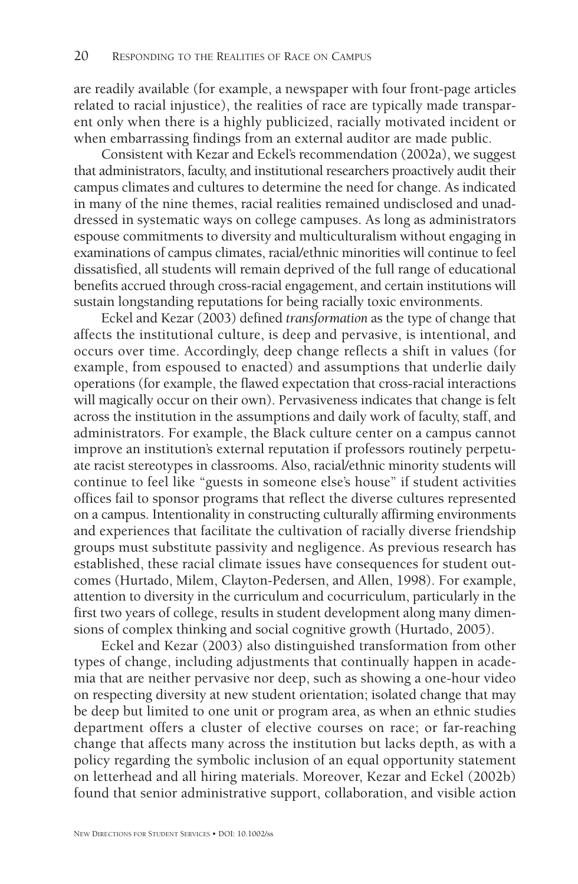are readily available (for example, a newspaper with four front-page articles related to racial injustice), the realities of race are typically made transparent only when there is a highly publicized, racially motivated incident or when embarrassing findings from an external auditor are made public.

Consistent with Kezar and Eckel's recommendation (2002a), we suggest that administrators, faculty, and institutional researchers proactively audit their campus climates and cultures to determine the need for change. As indicated in many of the nine themes, racial realities remained undisclosed and unaddressed in systematic ways on college campuses. As long as administrators espouse commitments to diversity and multiculturalism without engaging in examinations of campus climates, racial/ethnic minorities will continue to feel dissatisfied, all students will remain deprived of the full range of educational benefits accrued through cross-racial engagement, and certain institutions will sustain longstanding reputations for being racially toxic environments.

Eckel and Kezar (2003) defined *transformation* as the type of change that affects the institutional culture, is deep and pervasive, is intentional, and occurs over time. Accordingly, deep change reflects a shift in values (for example, from espoused to enacted) and assumptions that underlie daily operations (for example, the flawed expectation that cross-racial interactions will magically occur on their own). Pervasiveness indicates that change is felt across the institution in the assumptions and daily work of faculty, staff, and administrators. For example, the Black culture center on a campus cannot improve an institution's external reputation if professors routinely perpetuate racist stereotypes in classrooms. Also, racial/ethnic minority students will continue to feel like "guests in someone else's house" if student activities offices fail to sponsor programs that reflect the diverse cultures represented on a campus. Intentionality in constructing culturally affirming environments and experiences that facilitate the cultivation of racially diverse friendship groups must substitute passivity and negligence. As previous research has established, these racial climate issues have consequences for student outcomes (Hurtado, Milem, Clayton-Pedersen, and Allen, 1998). For example, attention to diversity in the curriculum and cocurriculum, particularly in the first two years of college, results in student development along many dimensions of complex thinking and social cognitive growth (Hurtado, 2005).

Eckel and Kezar (2003) also distinguished transformation from other types of change, including adjustments that continually happen in academia that are neither pervasive nor deep, such as showing a one-hour video on respecting diversity at new student orientation; isolated change that may be deep but limited to one unit or program area, as when an ethnic studies department offers a cluster of elective courses on race; or far-reaching change that affects many across the institution but lacks depth, as with a policy regarding the symbolic inclusion of an equal opportunity statement on letterhead and all hiring materials. Moreover, Kezar and Eckel (2002b) found that senior administrative support, collaboration, and visible action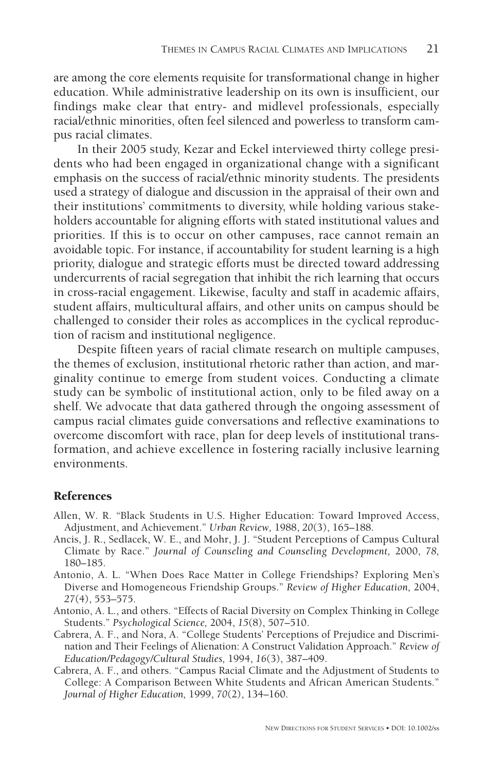are among the core elements requisite for transformational change in higher education. While administrative leadership on its own is insufficient, our findings make clear that entry- and midlevel professionals, especially racial/ethnic minorities, often feel silenced and powerless to transform campus racial climates.

In their 2005 study, Kezar and Eckel interviewed thirty college presidents who had been engaged in organizational change with a significant emphasis on the success of racial/ethnic minority students. The presidents used a strategy of dialogue and discussion in the appraisal of their own and their institutions' commitments to diversity, while holding various stakeholders accountable for aligning efforts with stated institutional values and priorities. If this is to occur on other campuses, race cannot remain an avoidable topic. For instance, if accountability for student learning is a high priority, dialogue and strategic efforts must be directed toward addressing undercurrents of racial segregation that inhibit the rich learning that occurs in cross-racial engagement. Likewise, faculty and staff in academic affairs, student affairs, multicultural affairs, and other units on campus should be challenged to consider their roles as accomplices in the cyclical reproduction of racism and institutional negligence.

Despite fifteen years of racial climate research on multiple campuses, the themes of exclusion, institutional rhetoric rather than action, and marginality continue to emerge from student voices. Conducting a climate study can be symbolic of institutional action, only to be filed away on a shelf. We advocate that data gathered through the ongoing assessment of campus racial climates guide conversations and reflective examinations to overcome discomfort with race, plan for deep levels of institutional transformation, and achieve excellence in fostering racially inclusive learning environments.

## References

Allen, W. R. "Black Students in U.S. Higher Education: Toward Improved Access, Adjustment, and Achievement." *Urban Review,* 1988, *20*(3), 165–188.

Ancis, J. R., Sedlacek, W. E., and Mohr, J. J. "Student Perceptions of Campus Cultural Climate by Race." *Journal of Counseling and Counseling Development,* 2000, *78,* 180–185.

Antonio, A. L. "When Does Race Matter in College Friendships? Exploring Men's Diverse and Homogeneous Friendship Groups." *Review of Higher Education,* 2004, *27*(4), 553–575.

Antonio, A. L., and others. "Effects of Racial Diversity on Complex Thinking in College Students." *Psychological Science,* 2004, *15*(8), 507–510.

Cabrera, A. F., and Nora, A. "College Students' Perceptions of Prejudice and Discrimination and Their Feelings of Alienation: A Construct Validation Approach." *Review of Education/Pedagogy/Cultural Studies,* 1994, *16*(3), 387–409.

Cabrera, A. F., and others. "Campus Racial Climate and the Adjustment of Students to College: A Comparison Between White Students and African American Students." *Journal of Higher Education,* 1999, *70*(2), 134–160.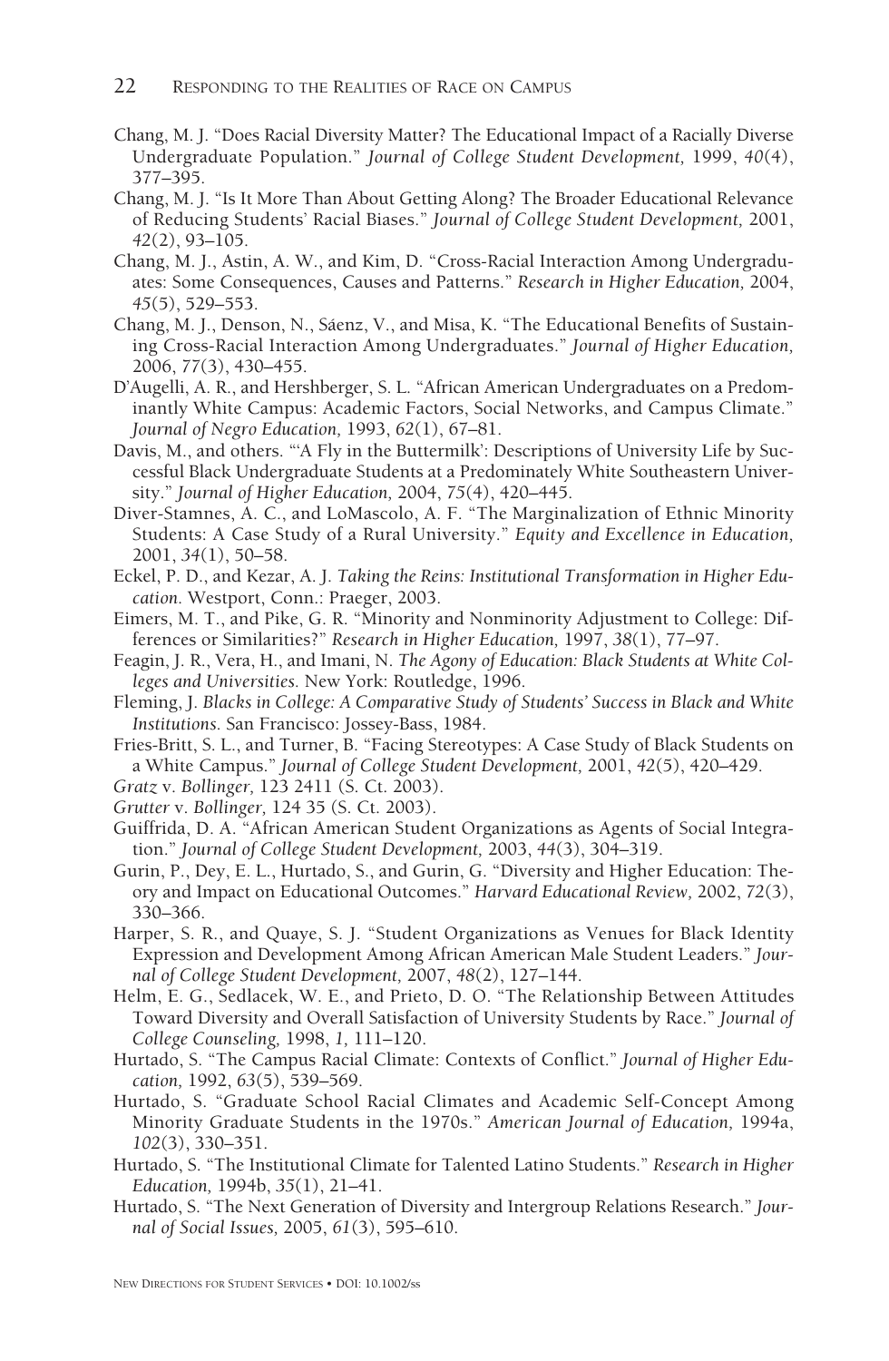Chang, M. J. "Does Racial Diversity Matter? The Educational Impact of a Racially Diverse Undergraduate Population." *Journal of College Student Development,* 1999, *40*(4), 377–395.

Chang, M. J. "Is It More Than About Getting Along? The Broader Educational Relevance of Reducing Students' Racial Biases." *Journal of College Student Development,* 2001, *42*(2), 93–105.

Chang, M. J., Astin, A. W., and Kim, D. "Cross-Racial Interaction Among Undergraduates: Some Consequences, Causes and Patterns." *Research in Higher Education,* 2004, *45*(5), 529–553.

Chang, M. J., Denson, N., Sáenz, V., and Misa, K. "The Educational Benefits of Sustaining Cross-Racial Interaction Among Undergraduates." *Journal of Higher Education,* 2006, *77*(3), 430–455.

D'Augelli, A. R., and Hershberger, S. L. "African American Undergraduates on a Predominantly White Campus: Academic Factors, Social Networks, and Campus Climate." *Journal of Negro Education,* 1993, *62*(1), 67–81.

Davis, M., and others. "'A Fly in the Buttermilk': Descriptions of University Life by Successful Black Undergraduate Students at a Predominately White Southeastern University." *Journal of Higher Education,* 2004, *75*(4), 420–445.

Diver-Stamnes, A. C., and LoMascolo, A. F. "The Marginalization of Ethnic Minority Students: A Case Study of a Rural University." *Equity and Excellence in Education,* 2001, *34*(1), 50–58.

Eckel, P. D., and Kezar, A. J. *Taking the Reins: Institutional Transformation in Higher Education.* Westport, Conn.: Praeger, 2003.

Eimers, M. T., and Pike, G. R. "Minority and Nonminority Adjustment to College: Differences or Similarities?" *Research in Higher Education,* 1997, *38*(1), 77–97.

Feagin, J. R., Vera, H., and Imani, N. *The Agony of Education: Black Students at White Colleges and Universities.* New York: Routledge, 1996.

Fleming, J. *Blacks in College: A Comparative Study of Students' Success in Black and White Institutions.* San Francisco: Jossey-Bass, 1984.

Fries-Britt, S. L., and Turner, B. "Facing Stereotypes: A Case Study of Black Students on a White Campus." *Journal of College Student Development,* 2001, *42*(5), 420–429.

*Gratz* v. *Bollinger,* 123 2411 (S. Ct. 2003).

*Grutter* v. *Bollinger,* 124 35 (S. Ct. 2003).

Guiffrida, D. A. "African American Student Organizations as Agents of Social Integration." *Journal of College Student Development,* 2003, *44*(3), 304–319.

Gurin, P., Dey, E. L., Hurtado, S., and Gurin, G. "Diversity and Higher Education: Theory and Impact on Educational Outcomes." *Harvard Educational Review,* 2002, *72*(3), 330–366.

Harper, S. R., and Quaye, S. J. "Student Organizations as Venues for Black Identity Expression and Development Among African American Male Student Leaders." *Journal of College Student Development,* 2007, *48*(2), 127–144.

Helm, E. G., Sedlacek, W. E., and Prieto, D. O. "The Relationship Between Attitudes Toward Diversity and Overall Satisfaction of University Students by Race." *Journal of College Counseling,* 1998, *1,* 111–120.

Hurtado, S. "The Campus Racial Climate: Contexts of Conflict." *Journal of Higher Education,* 1992, *63*(5), 539–569.

Hurtado, S. "Graduate School Racial Climates and Academic Self-Concept Among Minority Graduate Students in the 1970s." *American Journal of Education,* 1994a, *102*(3), 330–351.

Hurtado, S. "The Institutional Climate for Talented Latino Students." *Research in Higher Education,* 1994b, *35*(1), 21–41.

Hurtado, S. "The Next Generation of Diversity and Intergroup Relations Research." *Journal of Social Issues,* 2005, *61*(3), 595–610.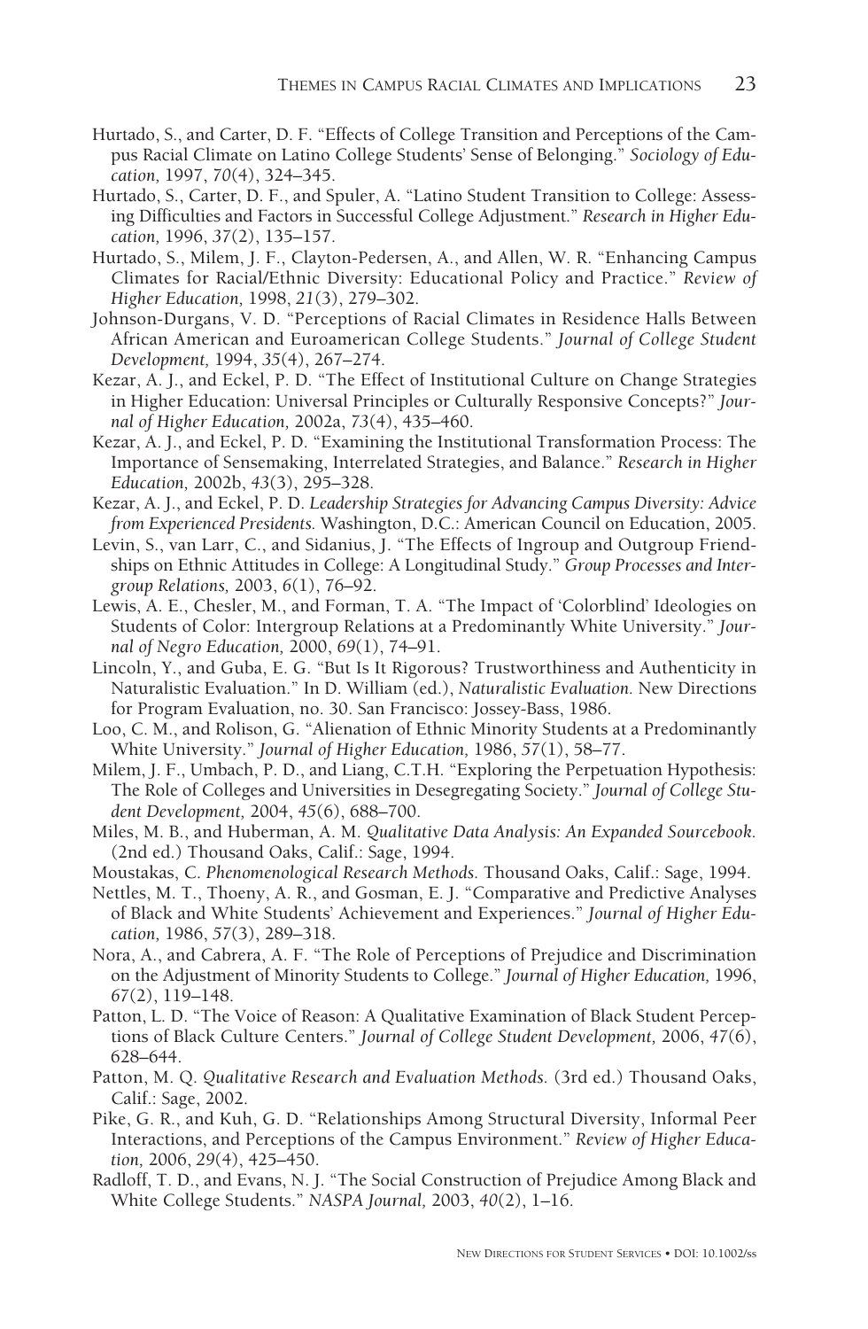Hurtado, S., and Carter, D. F. "Effects of College Transition and Perceptions of the Campus Racial Climate on Latino College Students' Sense of Belonging." *Sociology of Education,* 1997, *70*(4), 324–345.

Hurtado, S., Carter, D. F., and Spuler, A. "Latino Student Transition to College: Assessing Difficulties and Factors in Successful College Adjustment." *Research in Higher Education,* 1996, *37*(2), 135–157.

Hurtado, S., Milem, J. F., Clayton-Pedersen, A., and Allen, W. R. "Enhancing Campus Climates for Racial/Ethnic Diversity: Educational Policy and Practice." *Review of Higher Education,* 1998, *21*(3), 279–302.

Johnson-Durgans, V. D. "Perceptions of Racial Climates in Residence Halls Between African American and Euroamerican College Students." *Journal of College Student Development,* 1994, *35*(4), 267–274.

Kezar, A. J., and Eckel, P. D. "The Effect of Institutional Culture on Change Strategies in Higher Education: Universal Principles or Culturally Responsive Concepts?" *Journal of Higher Education,* 2002a, *73*(4), 435–460.

Kezar, A. J., and Eckel, P. D. "Examining the Institutional Transformation Process: The Importance of Sensemaking, Interrelated Strategies, and Balance." *Research in Higher Education,* 2002b, *43*(3), 295–328.

Kezar, A. J., and Eckel, P. D. *Leadership Strategies for Advancing Campus Diversity: Advice from Experienced Presidents.* Washington, D.C.: American Council on Education, 2005.

Levin, S., van Larr, C., and Sidanius, J. "The Effects of Ingroup and Outgroup Friendships on Ethnic Attitudes in College: A Longitudinal Study." *Group Processes and Intergroup Relations,* 2003, *6*(1), 76–92.

Lewis, A. E., Chesler, M., and Forman, T. A. "The Impact of 'Colorblind' Ideologies on Students of Color: Intergroup Relations at a Predominantly White University." *Journal of Negro Education,* 2000, *69*(1), 74–91.

Lincoln, Y., and Guba, E. G. "But Is It Rigorous? Trustworthiness and Authenticity in Naturalistic Evaluation." In D. William (ed.), *Naturalistic Evaluation.* New Directions for Program Evaluation, no. 30. San Francisco: Jossey-Bass, 1986.

Loo, C. M., and Rolison, G. "Alienation of Ethnic Minority Students at a Predominantly White University." *Journal of Higher Education,* 1986, *57*(1), 58–77.

Milem, J. F., Umbach, P. D., and Liang, C.T.H. "Exploring the Perpetuation Hypothesis: The Role of Colleges and Universities in Desegregating Society." *Journal of College Student Development,* 2004, *45*(6), 688–700.

Miles, M. B., and Huberman, A. M. *Qualitative Data Analysis: An Expanded Sourcebook.* (2nd ed.) Thousand Oaks, Calif.: Sage, 1994.

Moustakas, C. *Phenomenological Research Methods.* Thousand Oaks, Calif.: Sage, 1994.

Nettles, M. T., Thoeny, A. R., and Gosman, E. J. "Comparative and Predictive Analyses of Black and White Students' Achievement and Experiences." *Journal of Higher Education,* 1986, *57*(3), 289–318.

Nora, A., and Cabrera, A. F. "The Role of Perceptions of Prejudice and Discrimination on the Adjustment of Minority Students to College." *Journal of Higher Education,* 1996, *67*(2), 119–148.

Patton, L. D. "The Voice of Reason: A Qualitative Examination of Black Student Perceptions of Black Culture Centers." *Journal of College Student Development,* 2006, *47*(6), 628–644.

Patton, M. Q. *Qualitative Research and Evaluation Methods.* (3rd ed.) Thousand Oaks, Calif.: Sage, 2002.

Pike, G. R., and Kuh, G. D. "Relationships Among Structural Diversity, Informal Peer Interactions, and Perceptions of the Campus Environment." *Review of Higher Education,* 2006, *29*(4), 425–450.

Radloff, T. D., and Evans, N. J. "The Social Construction of Prejudice Among Black and White College Students." *NASPA Journal,* 2003, *40*(2), 1–16.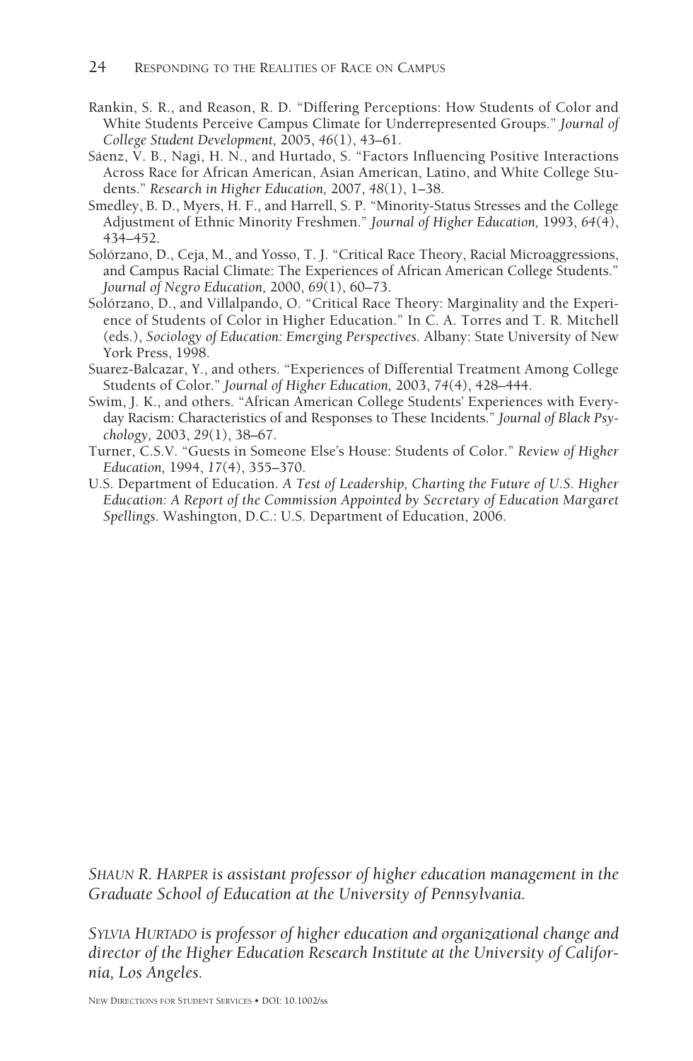Rankin, S. R., and Reason, R. D. "Differing Perceptions: How Students of Color and White Students Perceive Campus Climate for Underrepresented Groups." *Journal of College Student Development,* 2005, *46*(1), 43–61.

Sáenz, V. B., Nagi, H. N., and Hurtado, S. "Factors Influencing Positive Interactions Across Race for African American, Asian American, Latino, and White College Students." *Research in Higher Education,* 2007, *48*(1), 1–38.

Smedley, B. D., Myers, H. F., and Harrell, S. P. "Minority-Status Stresses and the College Adjustment of Ethnic Minority Freshmen." *Journal of Higher Education,* 1993, *64*(4), 434–452.

Solórzano, D., Ceja, M., and Yosso, T. J. "Critical Race Theory, Racial Microaggressions, and Campus Racial Climate: The Experiences of African American College Students." *Journal of Negro Education,* 2000, *69*(1), 60–73.

Solórzano, D., and Villalpando, O. "Critical Race Theory: Marginality and the Experience of Students of Color in Higher Education." In C. A. Torres and T. R. Mitchell (eds.), *Sociology of Education: Emerging Perspectives.* Albany: State University of New York Press, 1998.

Suarez-Balcazar, Y., and others. "Experiences of Differential Treatment Among College Students of Color." *Journal of Higher Education,* 2003, *74*(4), 428–444.

Swim, J. K., and others. "African American College Students' Experiences with Everyday Racism: Characteristics of and Responses to These Incidents." *Journal of Black Psychology,* 2003, *29*(1), 38–67.

Turner, C.S.V. "Guests in Someone Else's House: Students of Color." *Review of Higher Education,* 1994, *17*(4), 355–370.

U.S. Department of Education. *A Test of Leadership, Charting the Future of U.S. Higher Education: A Report of the Commission Appointed by Secretary of Education Margaret Spellings.* Washington, D.C.: U.S. Department of Education, 2006.

*SHAUN R. HARPER is assistant professor of higher education management in the Graduate School of Education at the University of Pennsylvania.*

*SYLVIA HURTADO is professor of higher education and organizational change and director of the Higher Education Research Institute at the University of California, Los Angeles.*